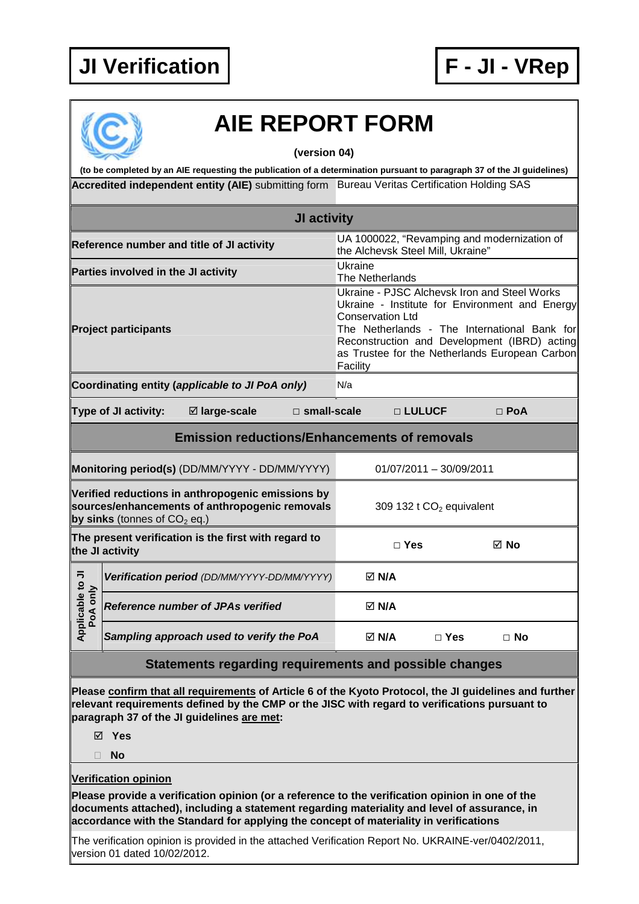# JI Verification

# F - JI - VRep

## AIE REPORT FORM

**(version 04)**

**(to be completed by an AIE requesting the publication of a determination pursuant to paragraph 37 of the JI guidelines)**

| **Accredited independent entity (AIE)** submitting form | Bureau Veritas Certification Holding SAS |
|---|---|

### JI activity

| | |
|---|---|
| **Reference number and title of JI activity** | UA 1000022, "Revamping and modernization of the Alchevsk Steel Mill, Ukraine" |
| **Parties involved in the JI activity** | Ukraine<br>The Netherlands |
| **Project participants** | Ukraine - PJSC Alchevsk Iron and Steel Works<br>Ukraine - Institute for Environment and Energy Conservation Ltd<br>The Netherlands - The International Bank for Reconstruction and Development (IBRD) acting as Trustee for the Netherlands European Carbon Facility |
| **Coordinating entity (*applicable to JI PoA only*)** | N/a |

**Type of JI activity:** ☑ **large-scale** □ **small-scale** □ **LULUCF** □ **PoA**

### Emission reductions/Enhancements of removals

| | | | |
|---|---|---|---|
| **Monitoring period(s)** (DD/MM/YYYY - DD/MM/YYYY) | 01/07/2011 – 30/09/2011 | | |
| **Verified reductions in anthropogenic emissions by sources/enhancements of anthropogenic removals by sinks** (tonnes of $CO_2$ eq.) | 309 132 t $CO_2$ equivalent | | |
| **The present verification is the first with regard to the JI activity** | □ **Yes** | ☑ **No** | |
| **Applicable to JI PoA only** — ***Verification period*** *(DD/MM/YYYY-DD/MM/YYYY)* | ☑ **N/A** | | |
| **Applicable to JI PoA only** — ***Reference number of JPAs verified*** | ☑ **N/A** | | |
| **Applicable to JI PoA only** — ***Sampling approach used to verify the PoA*** | ☑ **N/A** | □ **Yes** | □ **No** |

### Statements regarding requirements and possible changes

**Please confirm that all requirements of Article 6 of the Kyoto Protocol, the JI guidelines and further relevant requirements defined by the CMP or the JISC with regard to verifications pursuant to paragraph 37 of the JI guidelines are met:**

☑ **Yes**

□ **No**

**Verification opinion**

**Please provide a verification opinion (or a reference to the verification opinion in one of the documents attached), including a statement regarding materiality and level of assurance, in accordance with the Standard for applying the concept of materiality in verifications**

The verification opinion is provided in the attached Verification Report No. UKRAINE-ver/0402/2011, version 01 dated 10/02/2012.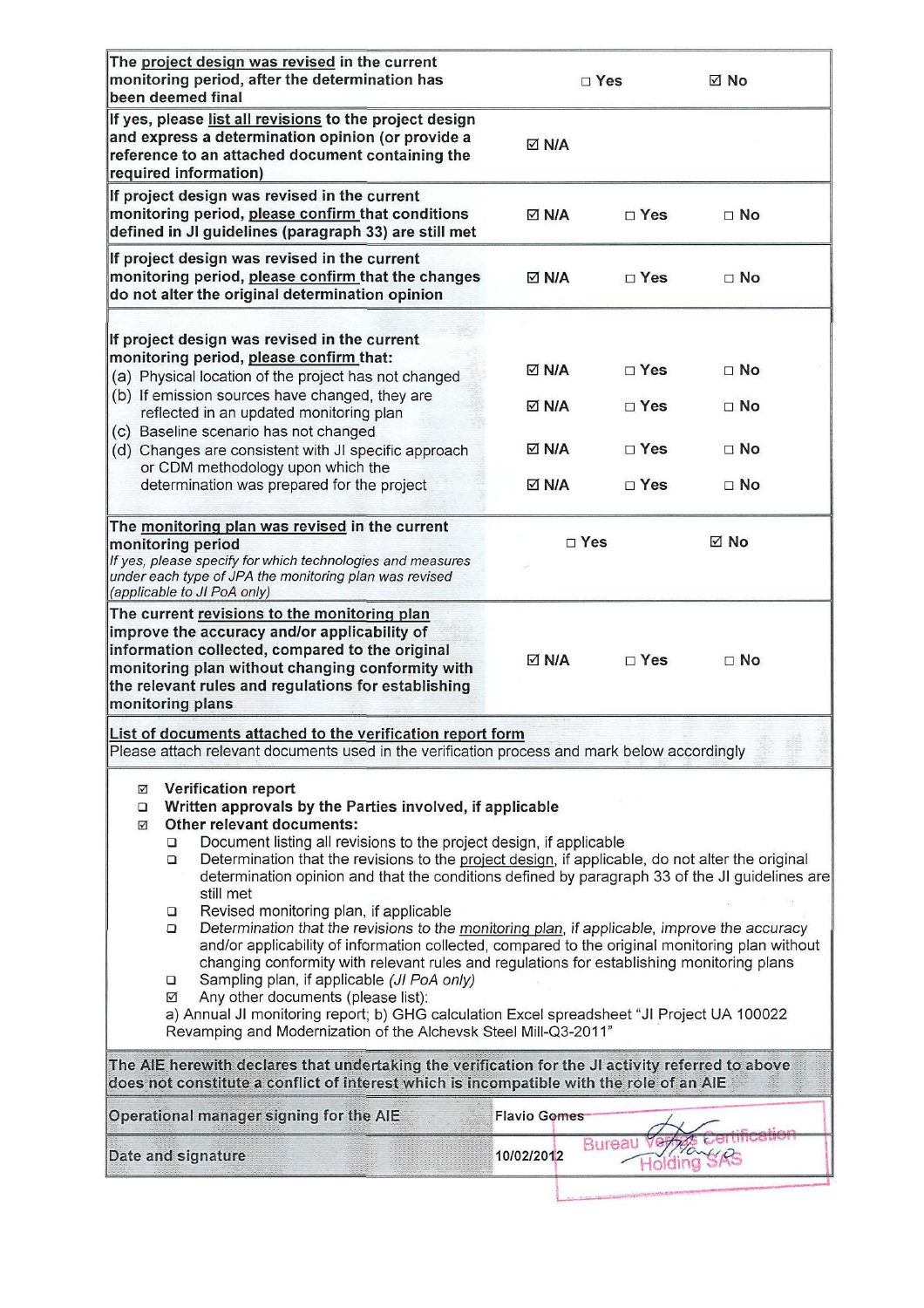| | | | |
|---|---|---|---|
| The <u>project design was revised</u> in the current monitoring period, after the determination has been deemed final | | ☐ Yes | ☑ No |
| If yes, please <u>list all revisions</u> to the project design and express a determination opinion (or provide a reference to an attached document containing the required information) | ☑ N/A | | |
| If project design was revised in the current monitoring period, <u>please confirm</u> that conditions defined in JI guidelines (paragraph 33) are still met | ☑ N/A | ☐ Yes | ☐ No |
| If project design was revised in the current monitoring period, <u>please confirm</u> that the changes do not alter the original determination opinion | ☑ N/A | ☐ Yes | ☐ No |
| If project design was revised in the current monitoring period, <u>please confirm</u> that:<br>(a) Physical location of the project has not changed | ☑ N/A | ☐ Yes | ☐ No |
| (b) If emission sources have changed, they are reflected in an updated monitoring plan | ☑ N/A | ☐ Yes | ☐ No |
| (c) Baseline scenario has not changed | ☑ N/A | ☐ Yes | ☐ No |
| (d) Changes are consistent with JI specific approach or CDM methodology upon which the determination was prepared for the project | ☑ N/A | ☐ Yes | ☐ No |
| The <u>monitoring plan was revised</u> in the current monitoring period<br>*If yes, please specify for which technologies and measures under each type of JPA the monitoring plan was revised (applicable to JI PoA only)* | | ☐ Yes | ☑ No |
| The current <u>revisions to the monitoring plan</u> improve the accuracy and/or applicability of information collected, compared to the original monitoring plan without changing conformity with the relevant rules and regulations for establishing monitoring plans | ☑ N/A | ☐ Yes | ☐ No |

**<u>List of documents attached to the verification report form</u>**
Please attach relevant documents used in the verification process and mark below accordingly

- ☑ **Verification report**
- ☐ **Written approvals by the Parties involved, if applicable**
- ☑ **Other relevant documents:**
  - ☐ Document listing all revisions to the project design, if applicable
  - ☐ Determination that the revisions to the <u>project design</u>, if applicable, do not alter the original determination opinion and that the conditions defined by paragraph 33 of the JI guidelines are still met
  - ☐ Revised monitoring plan, if applicable
  - ☐ *Determination that the revisions to the <u>monitoring plan</u>, if applicable, improve the accuracy and/or applicability of information collected, compared to the original monitoring plan without changing conformity with relevant rules and regulations for establishing monitoring plans*
  - ☐ Sampling plan, if applicable *(JI PoA only)*
  - ☑ Any other documents (please list):

  a) Annual JI monitoring report; b) GHG calculation Excel spreadsheet "JI Project UA 100022 Revamping and Modernization of the Alchevsk Steel Mill-Q3-2011"

The AIE herewith declares that undertaking the verification for the JI activity referred to above does not constitute a conflict of interest which is incompatible with the role of an AIE

| | |
|---|---|
| Operational manager signing for the AIE | Flavio Gomes |
| Date and signature | 10/02/2012 Bureau Veritas Certification Holding SAS |